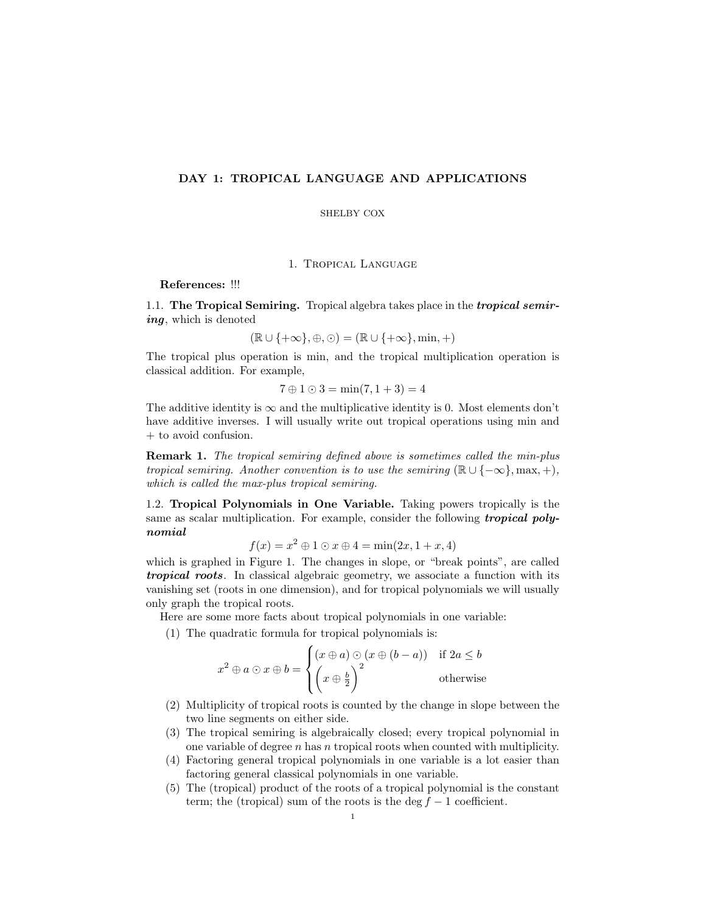# DAY 1: TROPICAL LANGUAGE AND APPLICATIONS

SHELBY COX

## 1. Tropical Language

**References:** !!!

### 1.1. The Tropical Semiring.

Tropical algebra takes place in the ***tropical semiring***, which is denoted

$$(\mathbb{R} \cup \{+\infty\}, \oplus, \odot) = (\mathbb{R} \cup \{+\infty\}, \min, +)$$

The tropical plus operation is min, and the tropical multiplication operation is classical addition. For example,

$$7 \oplus 1 \odot 3 = \min(7, 1+3) = 4$$

The additive identity is $\infty$ and the multiplicative identity is 0. Most elements don't have additive inverses. I will usually write out tropical operations using min and + to avoid confusion.

**Remark 1.** *The tropical semiring defined above is sometimes called the min-plus tropical semiring. Another convention is to use the semiring $(\mathbb{R} \cup \{-\infty\}, \max, +)$, which is called the max-plus tropical semiring.*

### 1.2. Tropical Polynomials in One Variable.

Taking powers tropically is the same as scalar multiplication. For example, consider the following ***tropical polynomial***

$$f(x) = x^2 \oplus 1 \odot x \oplus 4 = \min(2x, 1+x, 4)$$

which is graphed in Figure 1. The changes in slope, or "break points", are called ***tropical roots***. In classical algebraic geometry, we associate a function with its vanishing set (roots in one dimension), and for tropical polynomials we will usually only graph the tropical roots.

Here are some more facts about tropical polynomials in one variable:

1. The quadratic formula for tropical polynomials is:
$$x^2 \oplus a \odot x \oplus b = \begin{cases} (x \oplus a) \odot (x \oplus (b-a)) & \text{if } 2a \leq b \\ \left(x \oplus \frac{b}{2}\right)^2 & \text{otherwise} \end{cases}$$
2. Multiplicity of tropical roots is counted by the change in slope between the two line segments on either side.
3. The tropical semiring is algebraically closed; every tropical polynomial in one variable of degree $n$ has $n$ tropical roots when counted with multiplicity.
4. Factoring general tropical polynomials in one variable is a lot easier than factoring general classical polynomials in one variable.
5. The (tropical) product of the roots of a tropical polynomial is the constant term; the (tropical) sum of the roots is the $\deg f - 1$ coefficient.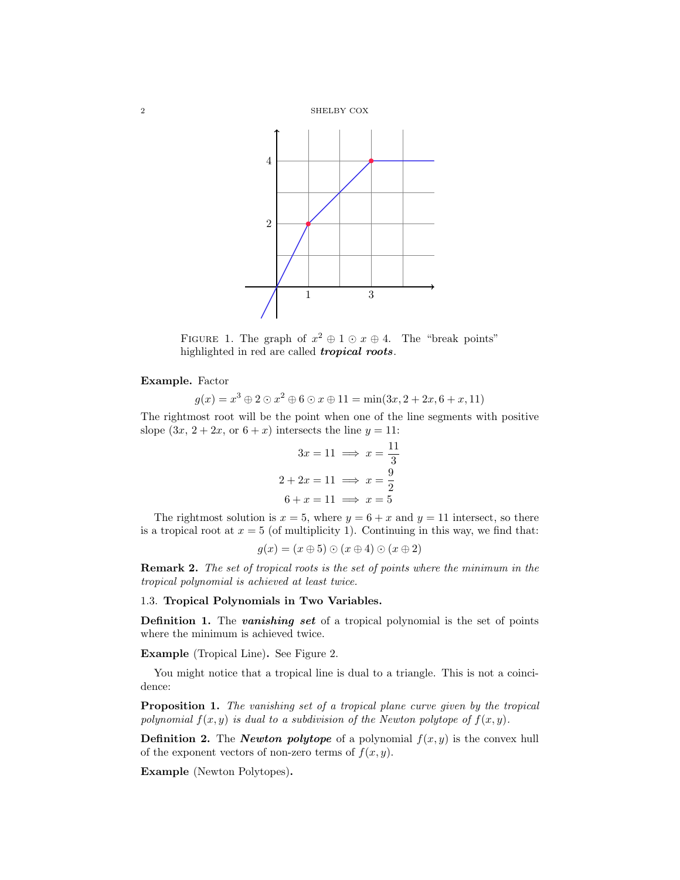FIGURE 1. The graph of $x^2 \oplus 1 \odot x \oplus 4$. The "break points" highlighted in red are called ***tropical roots***.

**Example.** Factor

$$g(x) = x^3 \oplus 2 \odot x^2 \oplus 6 \odot x \oplus 11 = \min(3x, 2 + 2x, 6 + x, 11)$$

The rightmost root will be the point when one of the line segments with positive slope ($3x$, $2 + 2x$, or $6 + x$) intersects the line $y = 11$:

$$3x = 11 \implies x = \frac{11}{3}$$

$$2 + 2x = 11 \implies x = \frac{9}{2}$$

$$6 + x = 11 \implies x = 5$$

The rightmost solution is $x = 5$, where $y = 6 + x$ and $y = 11$ intersect, so there is a tropical root at $x = 5$ (of multiplicity 1). Continuing in this way, we find that:

$$g(x) = (x \oplus 5) \odot (x \oplus 4) \odot (x \oplus 2)$$

**Remark 2.** *The set of tropical roots is the set of points where the minimum in the tropical polynomial is achieved at least twice.*

### 1.3. Tropical Polynomials in Two Variables.

**Definition 1.** The ***vanishing set*** of a tropical polynomial is the set of points where the minimum is achieved twice.

**Example** (Tropical Line)**.** See Figure 2.

You might notice that a tropical line is dual to a triangle. This is not a coincidence:

**Proposition 1.** *The vanishing set of a tropical plane curve given by the tropical polynomial $f(x, y)$ is dual to a subdivision of the Newton polytope of $f(x, y)$.*

**Definition 2.** The ***Newton polytope*** of a polynomial $f(x, y)$ is the convex hull of the exponent vectors of non-zero terms of $f(x, y)$.

**Example** (Newton Polytopes)**.**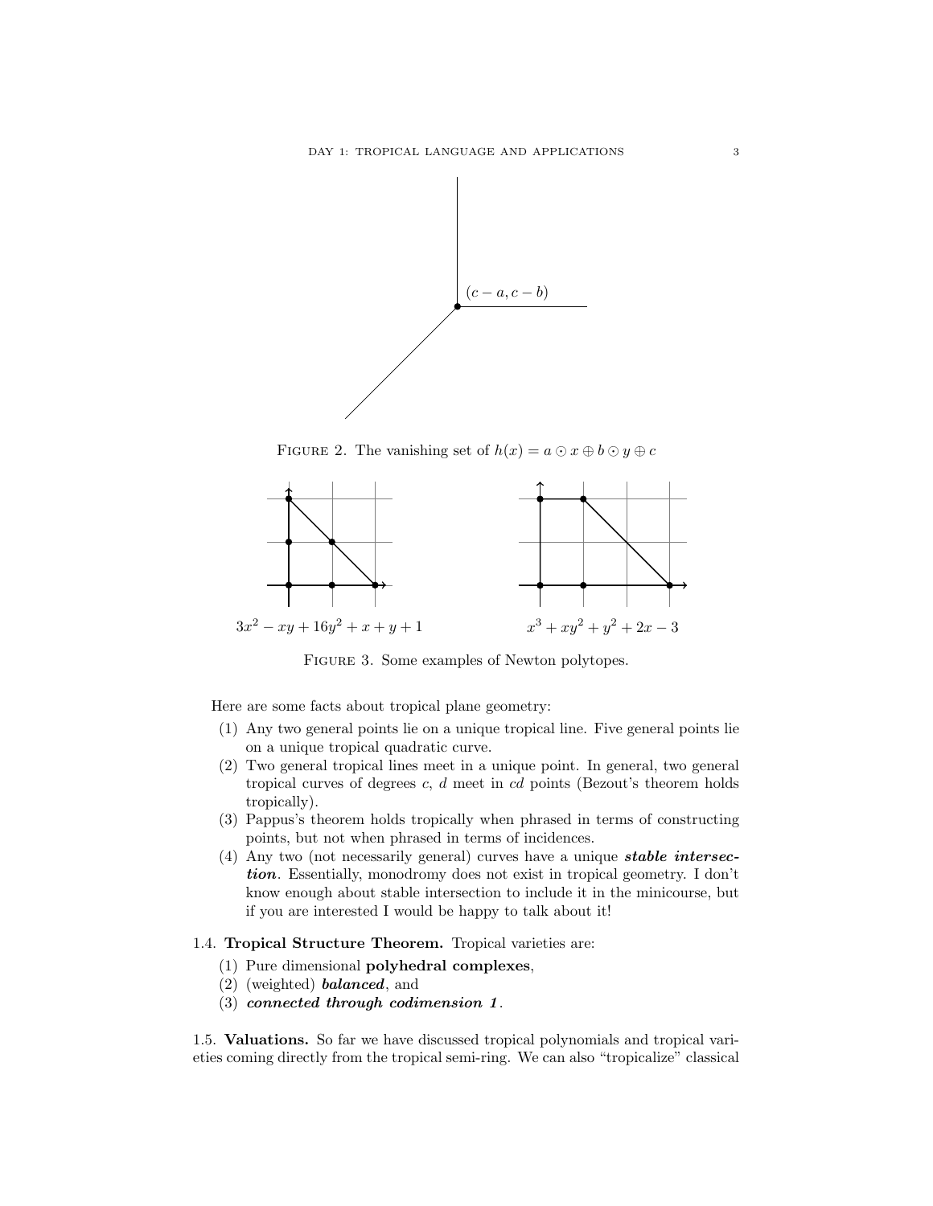FIGURE 2. The vanishing set of $h(x) = a \odot x \oplus b \odot y \oplus c$

$3x^2 - xy + 16y^2 + x + y + 1$ $\qquad$ $x^3 + xy^2 + y^2 + 2x - 3$

FIGURE 3. Some examples of Newton polytopes.

Here are some facts about tropical plane geometry:

1. Any two general points lie on a unique tropical line. Five general points lie on a unique tropical quadratic curve.
2. Two general tropical lines meet in a unique point. In general, two general tropical curves of degrees $c$, $d$ meet in $cd$ points (Bezout's theorem holds tropically).
3. Pappus's theorem holds tropically when phrased in terms of constructing points, but not when phrased in terms of incidences.
4. Any two (not necessarily general) curves have a unique ***stable intersection***. Essentially, monodromy does not exist in tropical geometry. I don't know enough about stable intersection to include it in the minicourse, but if you are interested I would be happy to talk about it!

**1.4. Tropical Structure Theorem.** Tropical varieties are:

1. Pure dimensional **polyhedral complexes**,
2. (weighted) ***balanced***, and
3. ***connected through codimension 1***.

**1.5. Valuations.** So far we have discussed tropical polynomials and tropical varieties coming directly from the tropical semi-ring. We can also "tropicalize" classical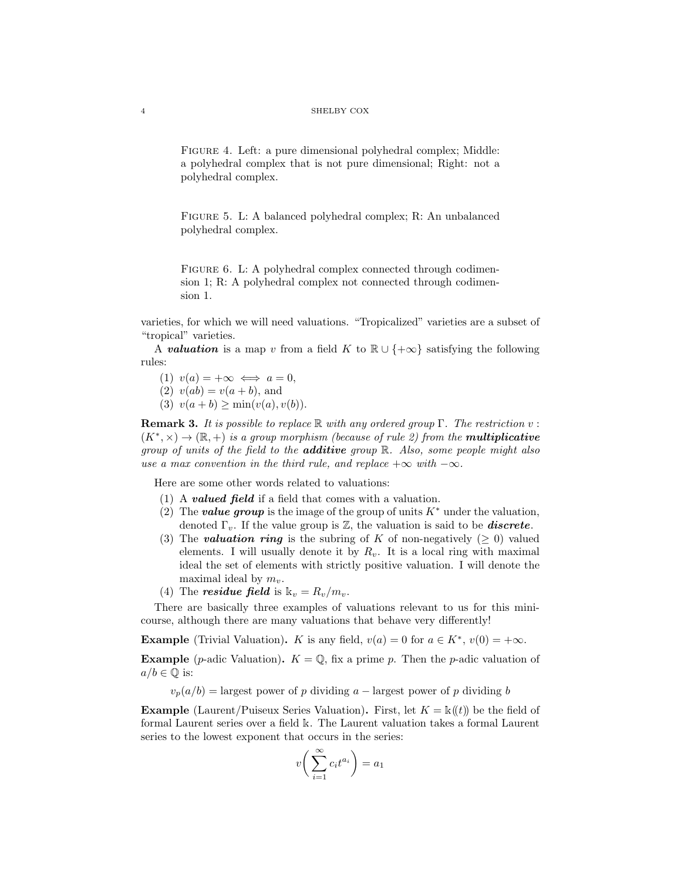Figure 4. Left: a pure dimensional polyhedral complex; Middle: a polyhedral complex that is not pure dimensional; Right: not a polyhedral complex.

Figure 5. L: A balanced polyhedral complex; R: An unbalanced polyhedral complex.

Figure 6. L: A polyhedral complex connected through codimension 1; R: A polyhedral complex not connected through codimension 1.

varieties, for which we will need valuations. "Tropicalized" varieties are a subset of "tropical" varieties.

A ***valuation*** is a map $v$ from a field $K$ to $\mathbb{R} \cup \{+\infty\}$ satisfying the following rules:

(1) $v(a) = +\infty \iff a = 0$,
(2) $v(ab) = v(a + b)$, and
(3) $v(a + b) \geq \min(v(a), v(b))$.

**Remark 3.** *It is possible to replace $\mathbb{R}$ with any ordered group $\Gamma$. The restriction $v : (K^*, \times) \to (\mathbb{R}, +)$ is a group morphism (because of rule 2) from the* ***multiplicative*** *group of units of the field to the* ***additive*** *group $\mathbb{R}$. Also, some people might also use a max convention in the third rule, and replace $+\infty$ with $-\infty$.*

Here are some other words related to valuations:

(1) A ***valued field*** if a field that comes with a valuation.
(2) The ***value group*** is the image of the group of units $K^*$ under the valuation, denoted $\Gamma_v$. If the value group is $\mathbb{Z}$, the valuation is said to be ***discrete***.
(3) The ***valuation ring*** is the subring of $K$ of non-negatively ($\geq 0$) valued elements. I will usually denote it by $R_v$. It is a local ring with maximal ideal the set of elements with strictly positive valuation. I will denote the maximal ideal by $m_v$.
(4) The ***residue field*** is $\Bbbk_v = R_v/m_v$.

There are basically three examples of valuations relevant to us for this mini-course, although there are many valuations that behave very differently!

**Example** (Trivial Valuation)**.** $K$ is any field, $v(a) = 0$ for $a \in K^*$, $v(0) = +\infty$.

**Example** ($p$-adic Valuation)**.** $K = \mathbb{Q}$, fix a prime $p$. Then the $p$-adic valuation of $a/b \in \mathbb{Q}$ is:

$$v_p(a/b) = \text{largest power of } p \text{ dividing } a - \text{largest power of } p \text{ dividing } b$$

**Example** (Laurent/Puiseux Series Valuation)**.** First, let $K = \Bbbk(\!(t)\!)$ be the field of formal Laurent series over a field $\Bbbk$. The Laurent valuation takes a formal Laurent series to the lowest exponent that occurs in the series:

$$v\bigg(\sum_{i=1}^{\infty} c_i t^{a_i}\bigg) = a_1$$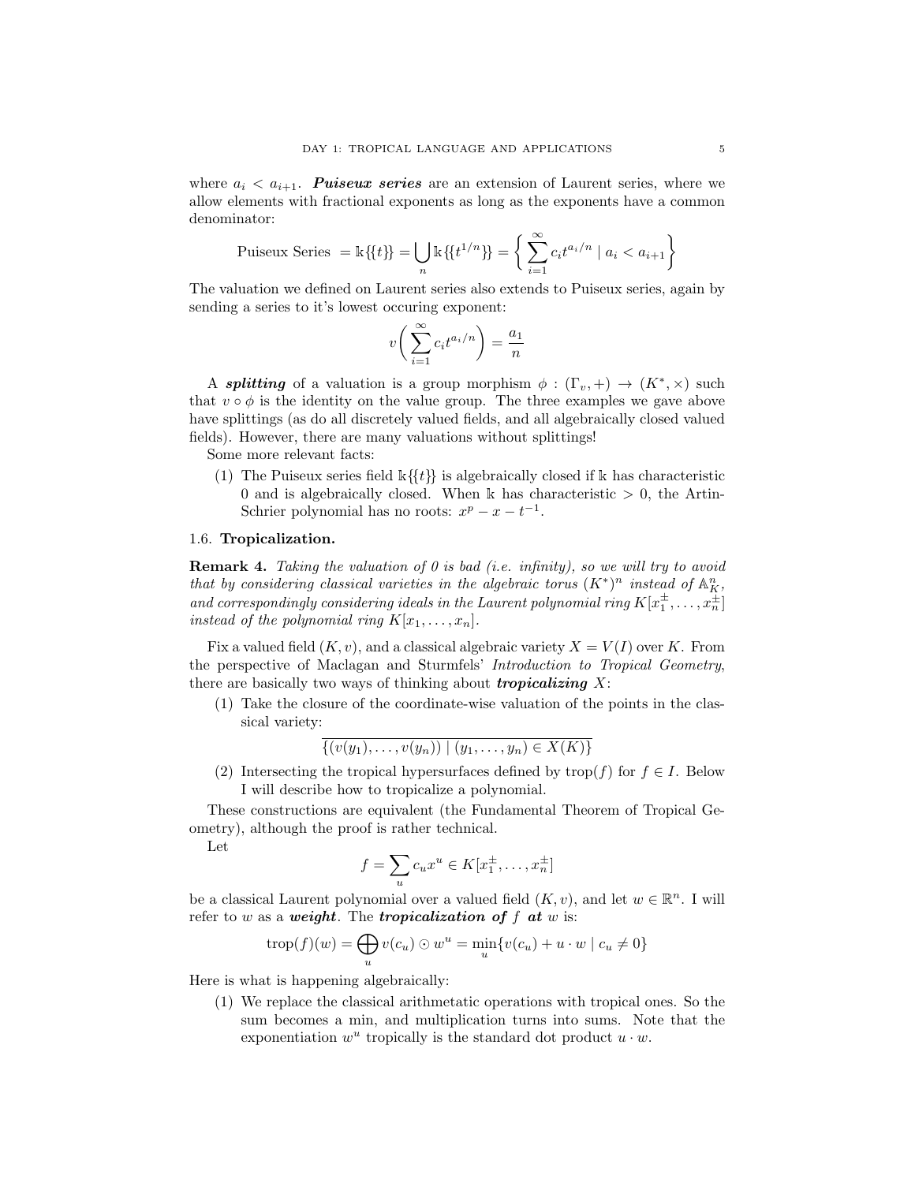where $a_i < a_{i+1}$. ***Puiseux series*** are an extension of Laurent series, where we allow elements with fractional exponents as long as the exponents have a common denominator:

$$\text{Puiseux Series } = \Bbbk\{\{t\}\} = \bigcup_n \Bbbk\{\{t^{1/n}\}\} = \left\{ \sum_{i=1}^{\infty} c_i t^{a_i/n} \mid a_i < a_{i+1} \right\}$$

The valuation we defined on Laurent series also extends to Puiseux series, again by sending a series to it's lowest occuring exponent:

$$v\left( \sum_{i=1}^{\infty} c_i t^{a_i/n} \right) = \frac{a_1}{n}$$

A ***splitting*** of a valuation is a group morphism $\phi : (\Gamma_v, +) \to (K^*, \times)$ such that $v \circ \phi$ is the identity on the value group. The three examples we gave above have splittings (as do all discretely valued fields, and all algebraically closed valued fields). However, there are many valuations without splittings!

Some more relevant facts:

(1) The Puiseux series field $\Bbbk\{\{t\}\}$ is algebraically closed if $\Bbbk$ has characteristic 0 and is algebraically closed. When $\Bbbk$ has characteristic $> 0$, the Artin-Schrier polynomial has no roots: $x^p - x - t^{-1}$.

### 1.6. Tropicalization.

**Remark 4.** *Taking the valuation of 0 is bad (i.e. infinity), so we will try to avoid that by considering classical varieties in the algebraic torus $(K^*)^n$ instead of $\mathbb{A}^n_K$, and correspondingly considering ideals in the Laurent polynomial ring $K[x_1^{\pm}, \ldots, x_n^{\pm}]$ instead of the polynomial ring $K[x_1, \ldots, x_n]$.*

Fix a valued field $(K, v)$, and a classical algebraic variety $X = V(I)$ over $K$. From the perspective of Maclagan and Sturmfels' *Introduction to Tropical Geometry*, there are basically two ways of thinking about ***tropicalizing*** $X$:

(1) Take the closure of the coordinate-wise valuation of the points in the classical variety:

$$\overline{\{(v(y_1), \ldots, v(y_n)) \mid (y_1, \ldots, y_n) \in X(K)\}}$$

(2) Intersecting the tropical hypersurfaces defined by $\operatorname{trop}(f)$ for $f \in I$. Below I will describe how to tropicalize a polynomial.

These constructions are equivalent (the Fundamental Theorem of Tropical Geometry), although the proof is rather technical.

Let

$$f = \sum_u c_u x^u \in K[x_1^{\pm}, \ldots, x_n^{\pm}]$$

be a classical Laurent polynomial over a valued field $(K, v)$, and let $w \in \mathbb{R}^n$. I will refer to $w$ as a ***weight***. The ***tropicalization of $f$ at*** $w$ is:

$$\operatorname{trop}(f)(w) = \bigoplus_u v(c_u) \odot w^u = \min_u \{v(c_u) + u \cdot w \mid c_u \neq 0\}$$

Here is what is happening algebraically:

(1) We replace the classical arithmetic operations with tropical ones. So the sum becomes a min, and multiplication turns into sums. Note that the exponentiation $w^u$ tropically is the standard dot product $u \cdot w$.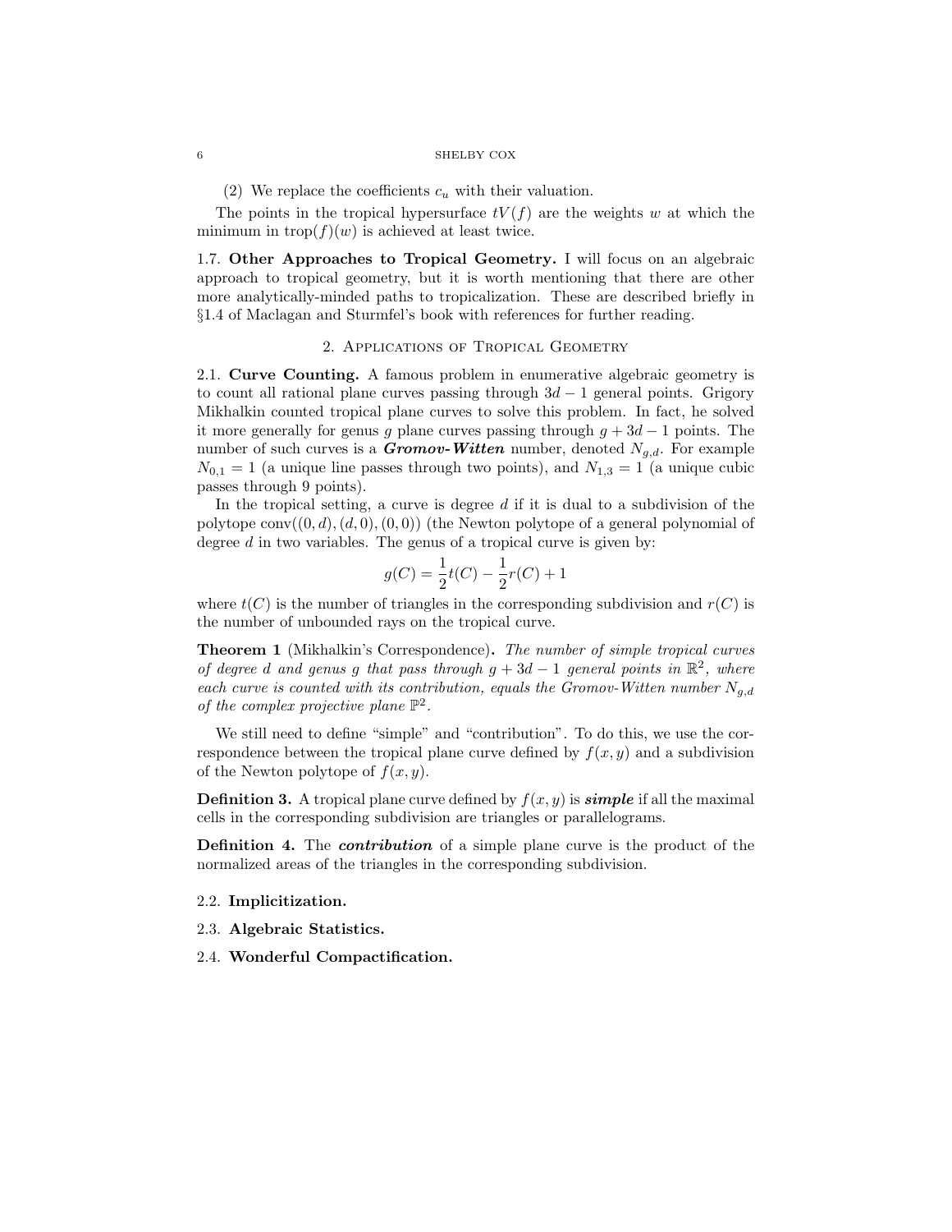(2) We replace the coefficients $c_u$ with their valuation.

The points in the tropical hypersurface $tV(f)$ are the weights $w$ at which the minimum in $\text{trop}(f)(w)$ is achieved at least twice.

### 1.7. Other Approaches to Tropical Geometry.

I will focus on an algebraic approach to tropical geometry, but it is worth mentioning that there are other more analytically-minded paths to tropicalization. These are described briefly in §1.4 of Maclagan and Sturmfel's book with references for further reading.

## 2. Applications of Tropical Geometry

### 2.1. Curve Counting.

A famous problem in enumerative algebraic geometry is to count all rational plane curves passing through $3d - 1$ general points. Grigory Mikhalkin counted tropical plane curves to solve this problem. In fact, he solved it more generally for genus $g$ plane curves passing through $g + 3d - 1$ points. The number of such curves is a ***Gromov-Witten*** number, denoted $N_{g,d}$. For example $N_{0,1} = 1$ (a unique line passes through two points), and $N_{1,3} = 1$ (a unique cubic passes through 9 points).

In the tropical setting, a curve is degree $d$ if it is dual to a subdivision of the polytope $\text{conv}((0, d), (d, 0), (0, 0))$ (the Newton polytope of a general polynomial of degree $d$ in two variables. The genus of a tropical curve is given by:

$$g(C) = \frac{1}{2}t(C) - \frac{1}{2}r(C) + 1$$

where $t(C)$ is the number of triangles in the corresponding subdivision and $r(C)$ is the number of unbounded rays on the tropical curve.

**Theorem 1** (Mikhalkin's Correspondence)**.** *The number of simple tropical curves of degree $d$ and genus $g$ that pass through $g + 3d - 1$ general points in $\mathbb{R}^2$, where each curve is counted with its contribution, equals the Gromov-Witten number $N_{g,d}$ of the complex projective plane $\mathbb{P}^2$.*

We still need to define "simple" and "contribution". To do this, we use the correspondence between the tropical plane curve defined by $f(x, y)$ and a subdivision of the Newton polytope of $f(x, y)$.

**Definition 3.** A tropical plane curve defined by $f(x, y)$ is ***simple*** if all the maximal cells in the corresponding subdivision are triangles or parallelograms.

**Definition 4.** The ***contribution*** of a simple plane curve is the product of the normalized areas of the triangles in the corresponding subdivision.

### 2.2. Implicitization.

### 2.3. Algebraic Statistics.

### 2.4. Wonderful Compactification.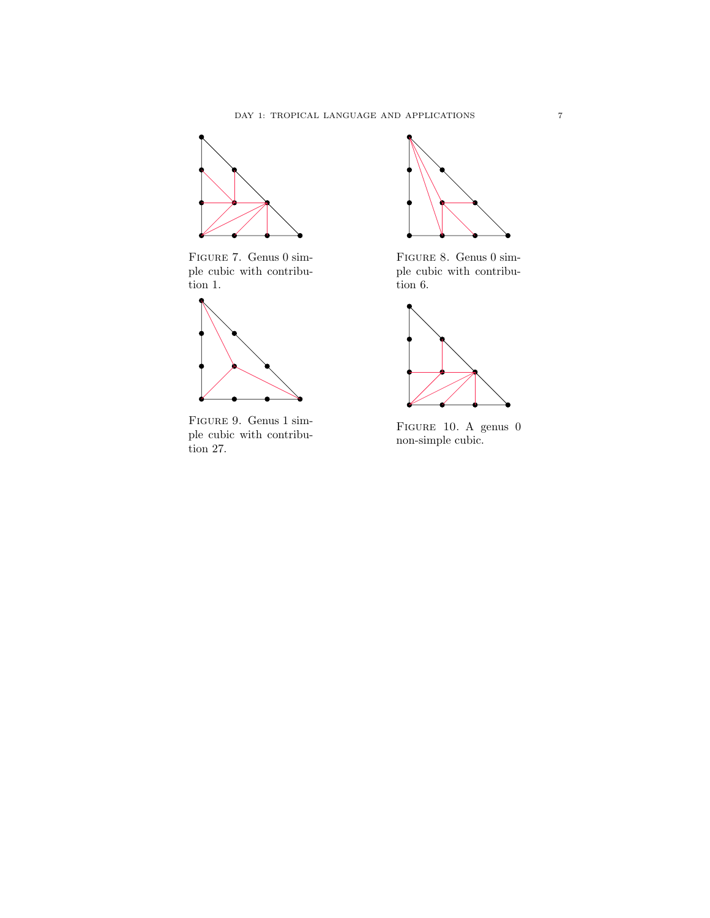Figure 7. Genus 0 simple cubic with contribution 1.

Figure 8. Genus 0 simple cubic with contribution 6.

Figure 9. Genus 1 simple cubic with contribution 27.

Figure 10. A genus 0 non-simple cubic.